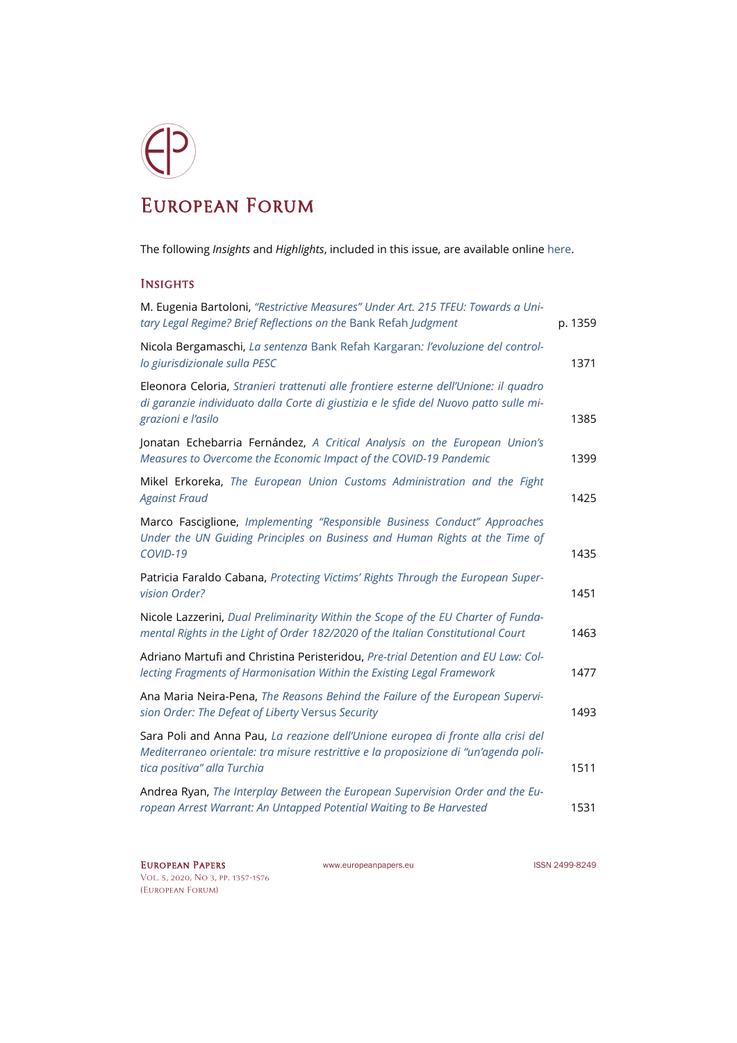# European Forum

The following *Insights* and *Highlights*, included in this issue, are available online here.

## Insights

| | |
|---|---|
| M. Eugenia Bartoloni, *"Restrictive Measures" Under Art. 215 TFEU: Towards a Unitary Legal Regime? Brief Reflections on the* Bank Refah *Judgment* | p. 1359 |
| Nicola Bergamaschi, *La sentenza* Bank Refah Kargaran*: l'evoluzione del controllo giurisdizionale sulla PESC* | 1371 |
| Eleonora Celoria, *Stranieri trattenuti alle frontiere esterne dell'Unione: il quadro di garanzie individuato dalla Corte di giustizia e le sfide del Nuovo patto sulle migrazioni e l'asilo* | 1385 |
| Jonatan Echebarria Fernández, *A Critical Analysis on the European Union's Measures to Overcome the Economic Impact of the COVID-19 Pandemic* | 1399 |
| Mikel Erkoreka, *The European Union Customs Administration and the Fight Against Fraud* | 1425 |
| Marco Fasciglione, *Implementing "Responsible Business Conduct" Approaches Under the UN Guiding Principles on Business and Human Rights at the Time of COVID-19* | 1435 |
| Patricia Faraldo Cabana, *Protecting Victims' Rights Through the European Supervision Order?* | 1451 |
| Nicole Lazzerini, *Dual Preliminarity Within the Scope of the EU Charter of Fundamental Rights in the Light of Order 182/2020 of the Italian Constitutional Court* | 1463 |
| Adriano Martufi and Christina Peristeridou, *Pre-trial Detention and EU Law: Collecting Fragments of Harmonisation Within the Existing Legal Framework* | 1477 |
| Ana Maria Neira-Pena, *The Reasons Behind the Failure of the European Supervision Order: The Defeat of Liberty* Versus *Security* | 1493 |
| Sara Poli and Anna Pau, *La reazione dell'Unione europea di fronte alla crisi del Mediterraneo orientale: tra misure restrittive e la proposizione di "un'agenda politica positiva" alla Turchia* | 1511 |
| Andrea Ryan, *The Interplay Between the European Supervision Order and the European Arrest Warrant: An Untapped Potential Waiting to Be Harvested* | 1531 |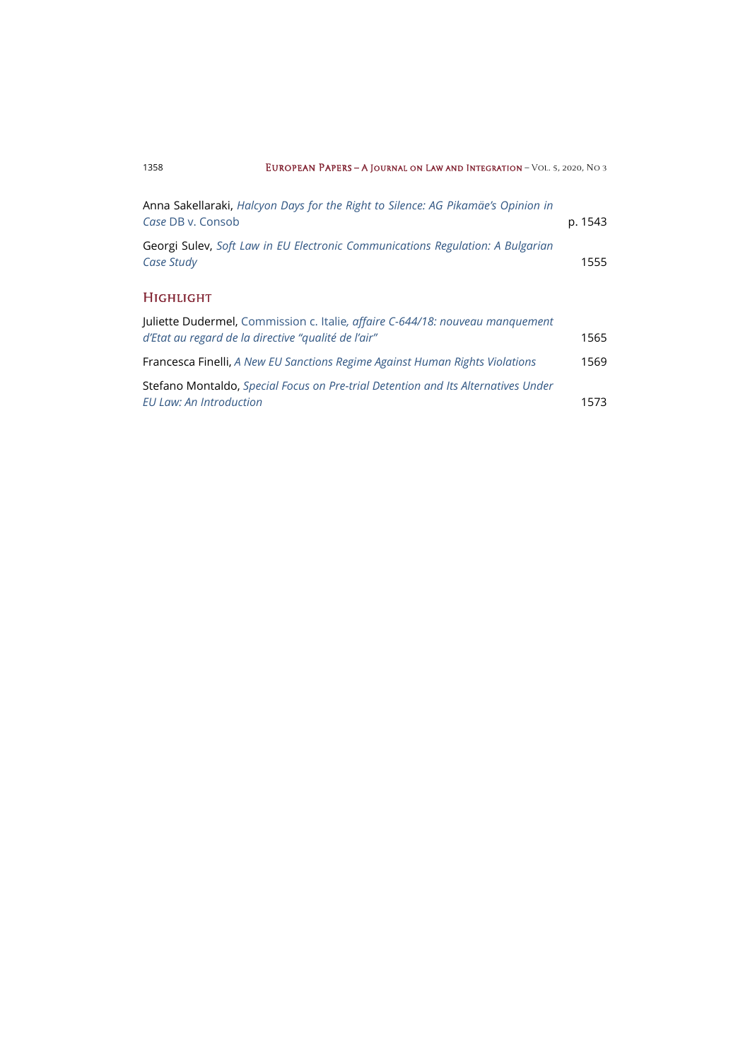Anna Sakellaraki, *Halcyon Days for the Right to Silence: AG Pikamäe's Opinion in Case* DB v. Consob p. 1543

Georgi Sulev, *Soft Law in EU Electronic Communications Regulation: A Bulgarian Case Study* 1555

## Highlight

Juliette Dudermel, Commission c. Italie*, affaire C-644/18: nouveau manquement d'Etat au regard de la directive "qualité de l'air"* 1565

Francesca Finelli, *A New EU Sanctions Regime Against Human Rights Violations* 1569

Stefano Montaldo, *Special Focus on Pre-trial Detention and Its Alternatives Under EU Law: An Introduction* 1573